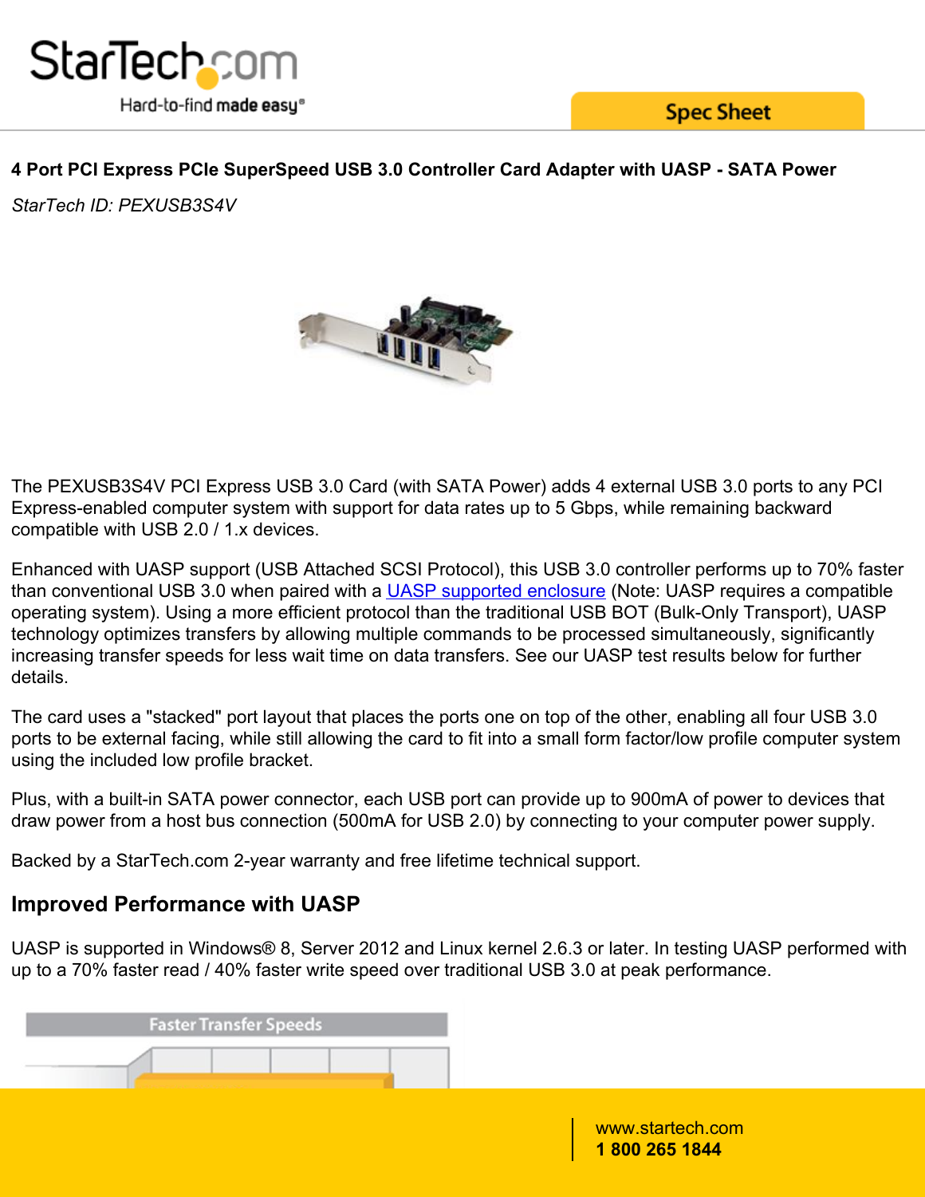# 4 Port PCI Express PCIe SuperSpeed USB 3.0 Controller Card Adapter with UASP - SATA Power

*StarTech ID: PEXUSB3S4V*

The PEXUSB3S4V PCI Express USB 3.0 Card (with SATA Power) adds 4 external USB 3.0 ports to any PCI Express-enabled computer system with support for data rates up to 5 Gbps, while remaining backward compatible with USB 2.0 / 1.x devices.

Enhanced with UASP support (USB Attached SCSI Protocol), this USB 3.0 controller performs up to 70% faster than conventional USB 3.0 when paired with a UASP supported enclosure (Note: UASP requires a compatible operating system). Using a more efficient protocol than the traditional USB BOT (Bulk-Only Transport), UASP technology optimizes transfers by allowing multiple commands to be processed simultaneously, significantly increasing transfer speeds for less wait time on data transfers. See our UASP test results below for further details.

The card uses a "stacked" port layout that places the ports one on top of the other, enabling all four USB 3.0 ports to be external facing, while still allowing the card to fit into a small form factor/low profile computer system using the included low profile bracket.

Plus, with a built-in SATA power connector, each USB port can provide up to 900mA of power to devices that draw power from a host bus connection (500mA for USB 2.0) by connecting to your computer power supply.

Backed by a StarTech.com 2-year warranty and free lifetime technical support.

## Improved Performance with UASP

UASP is supported in Windows® 8, Server 2012 and Linux kernel 2.6.3 or later. In testing UASP performed with up to a 70% faster read / 40% faster write speed over traditional USB 3.0 at peak performance.

Faster Transfer Speeds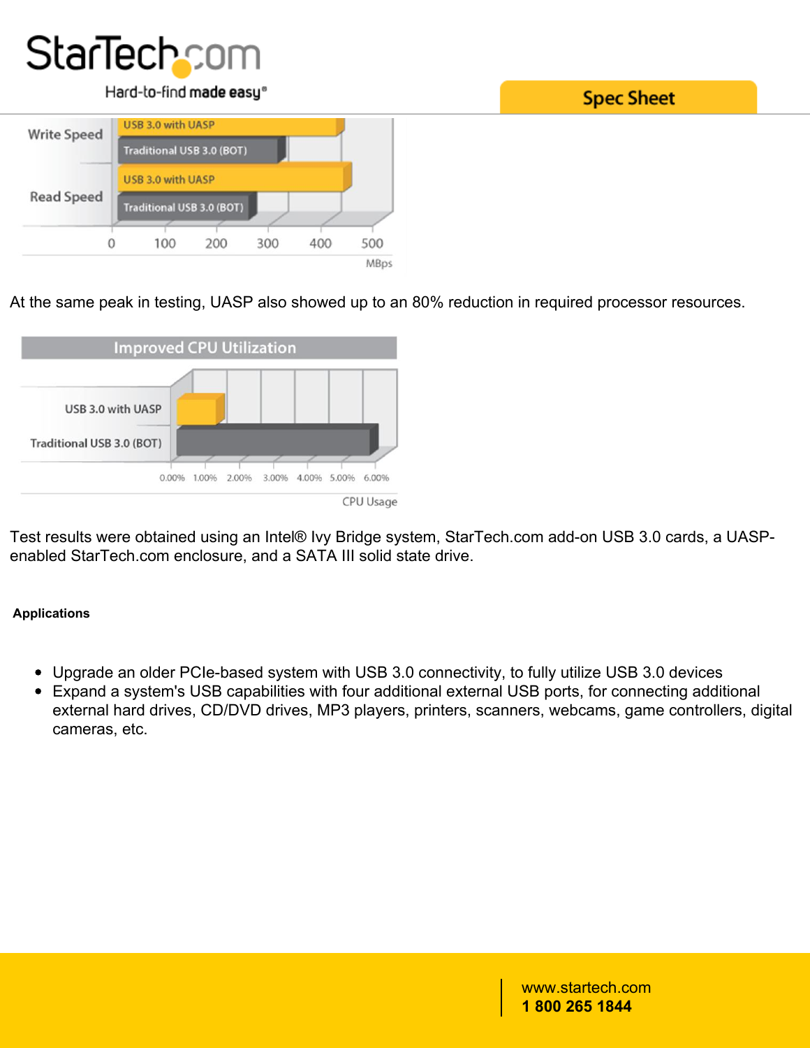At the same peak in testing, UASP also showed up to an 80% reduction in required processor resources.

Test results were obtained using an Intel® Ivy Bridge system, StarTech.com add-on USB 3.0 cards, a UASP-enabled StarTech.com enclosure, and a SATA III solid state drive.

**Applications**

- Upgrade an older PCIe-based system with USB 3.0 connectivity, to fully utilize USB 3.0 devices
- Expand a system's USB capabilities with four additional external USB ports, for connecting additional external hard drives, CD/DVD drives, MP3 players, printers, scanners, webcams, game controllers, digital cameras, etc.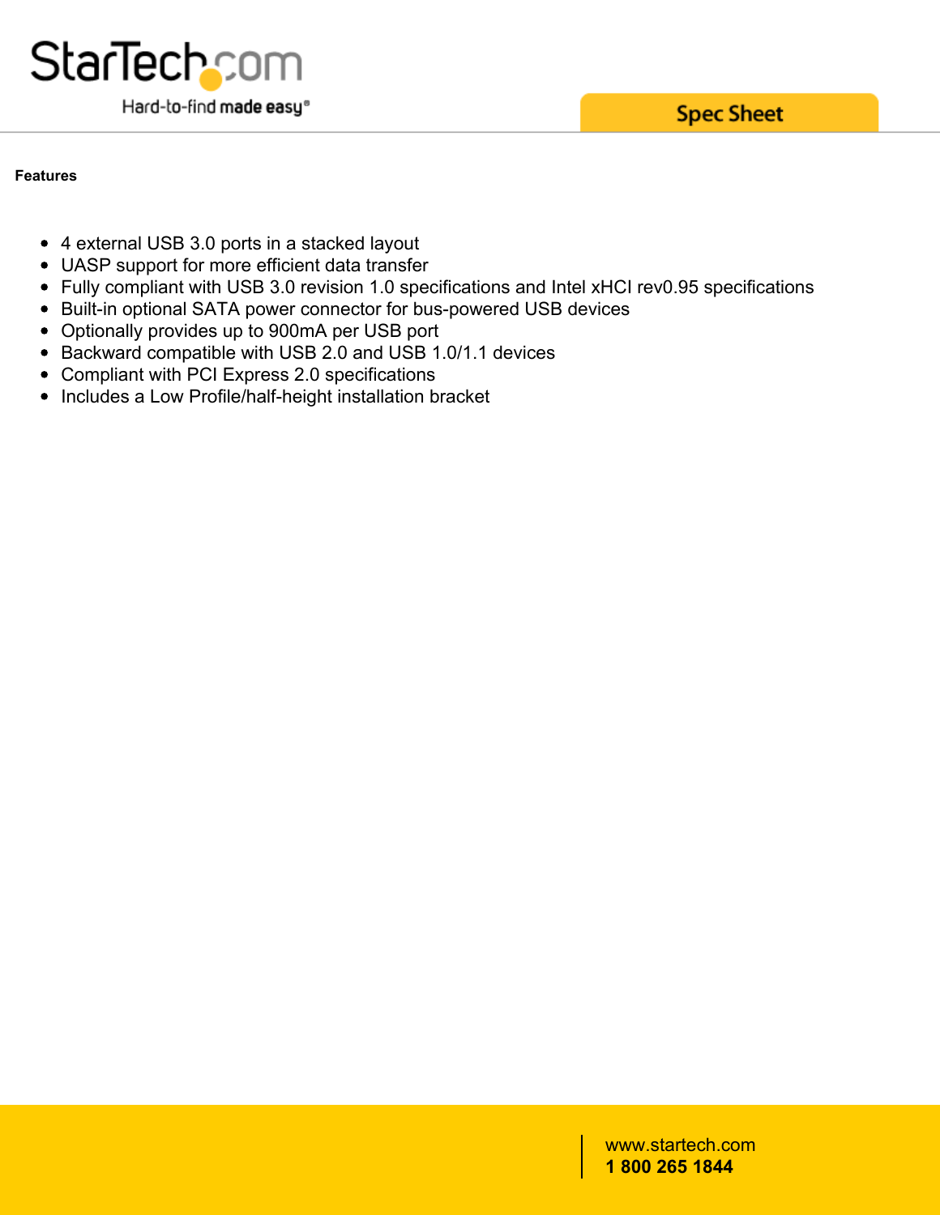**Features**

- 4 external USB 3.0 ports in a stacked layout
- UASP support for more efficient data transfer
- Fully compliant with USB 3.0 revision 1.0 specifications and Intel xHCI rev0.95 specifications
- Built-in optional SATA power connector for bus-powered USB devices
- Optionally provides up to 900mA per USB port
- Backward compatible with USB 2.0 and USB 1.0/1.1 devices
- Compliant with PCI Express 2.0 specifications
- Includes a Low Profile/half-height installation bracket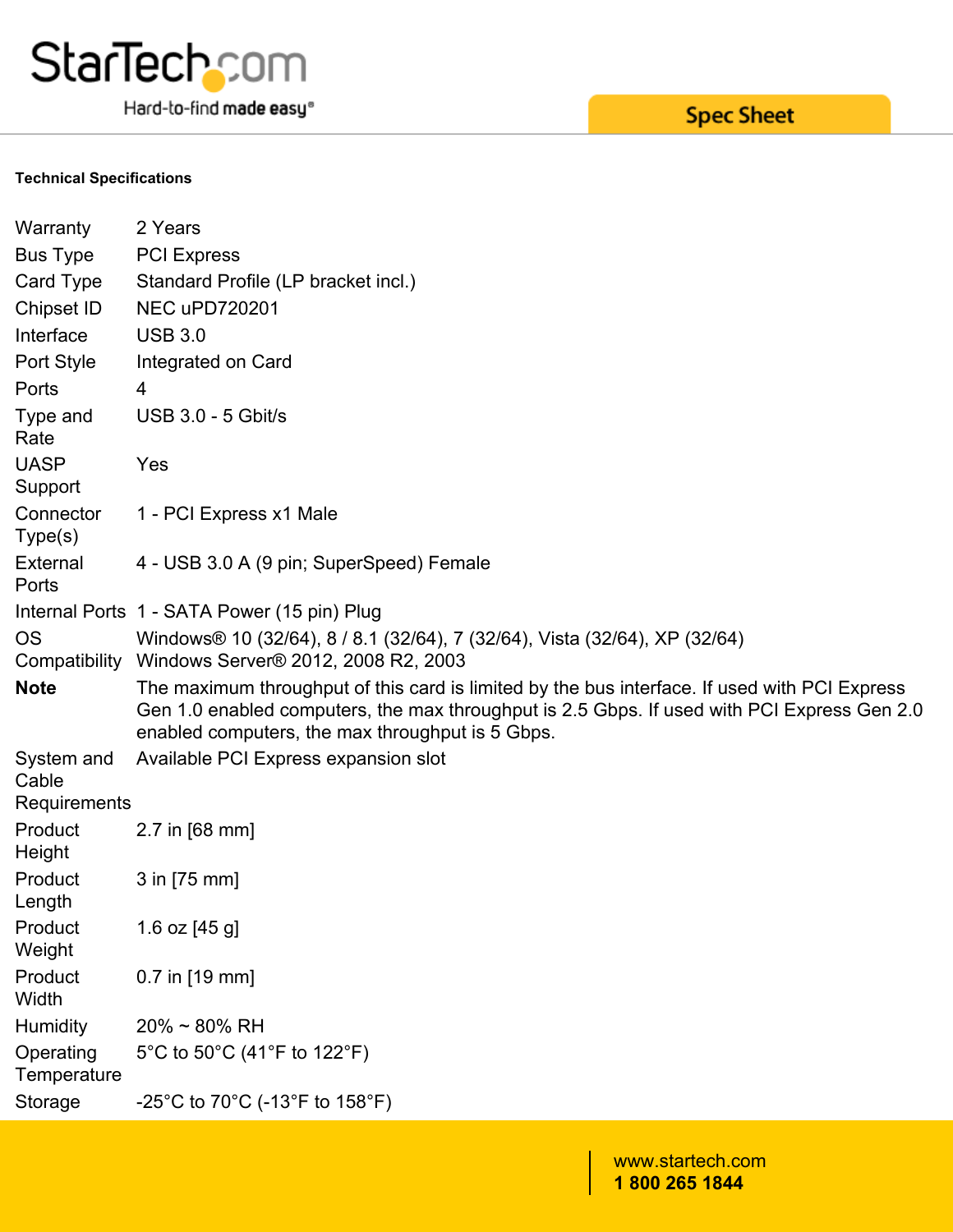**Technical Specifications**

| | |
|---|---|
| Warranty | 2 Years |
| Bus Type | PCI Express |
| Card Type | Standard Profile (LP bracket incl.) |
| Chipset ID | NEC uPD720201 |
| Interface | USB 3.0 |
| Port Style | Integrated on Card |
| Ports | 4 |
| Type and Rate | USB 3.0 - 5 Gbit/s |
| UASP Support | Yes |
| Connector Type(s) | 1 - PCI Express x1 Male |
| External Ports | 4 - USB 3.0 A (9 pin; SuperSpeed) Female |
| Internal Ports | 1 - SATA Power (15 pin) Plug |
| OS Compatibility | Windows® 10 (32/64), 8 / 8.1 (32/64), 7 (32/64), Vista (32/64), XP (32/64) Windows Server® 2012, 2008 R2, 2003 |
| **Note** | The maximum throughput of this card is limited by the bus interface. If used with PCI Express Gen 1.0 enabled computers, the max throughput is 2.5 Gbps. If used with PCI Express Gen 2.0 enabled computers, the max throughput is 5 Gbps. |
| System and Cable Requirements | Available PCI Express expansion slot |
| Product Height | 2.7 in [68 mm] |
| Product Length | 3 in [75 mm] |
| Product Weight | 1.6 oz [45 g] |
| Product Width | 0.7 in [19 mm] |
| Humidity | 20% ~ 80% RH |
| Operating Temperature | 5°C to 50°C (41°F to 122°F) |
| Storage | -25°C to 70°C (-13°F to 158°F) |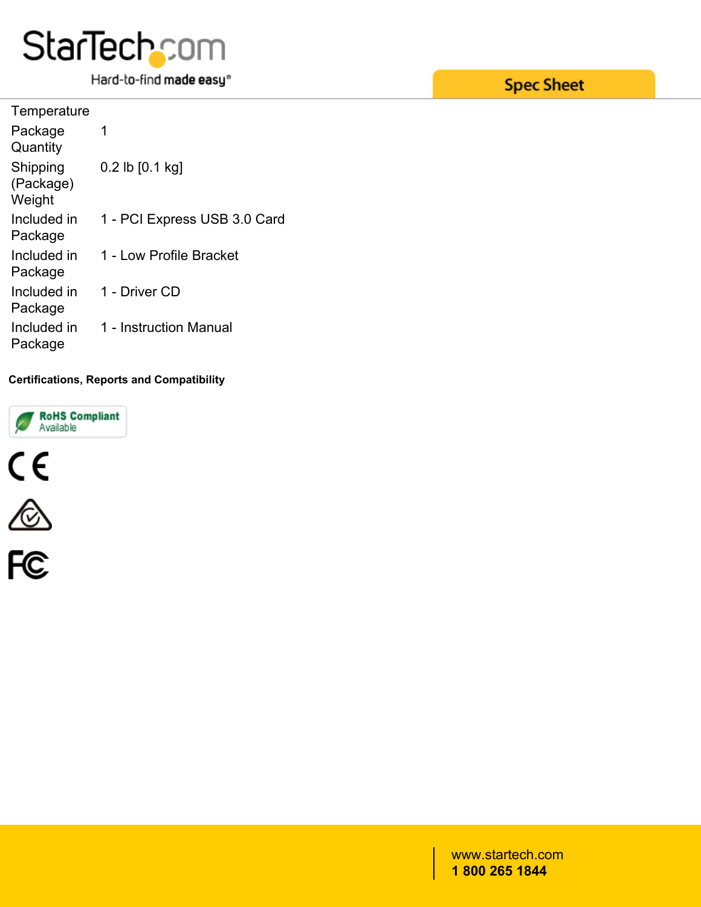| | |
|---|---|
| Temperature | |
| Package Quantity | 1 |
| Shipping (Package) Weight | 0.2 lb [0.1 kg] |
| Included in Package | 1 - PCI Express USB 3.0 Card |
| Included in Package | 1 - Low Profile Bracket |
| Included in Package | 1 - Driver CD |
| Included in Package | 1 - Instruction Manual |

**Certifications, Reports and Compatibility**

RoHS Compliant
Available